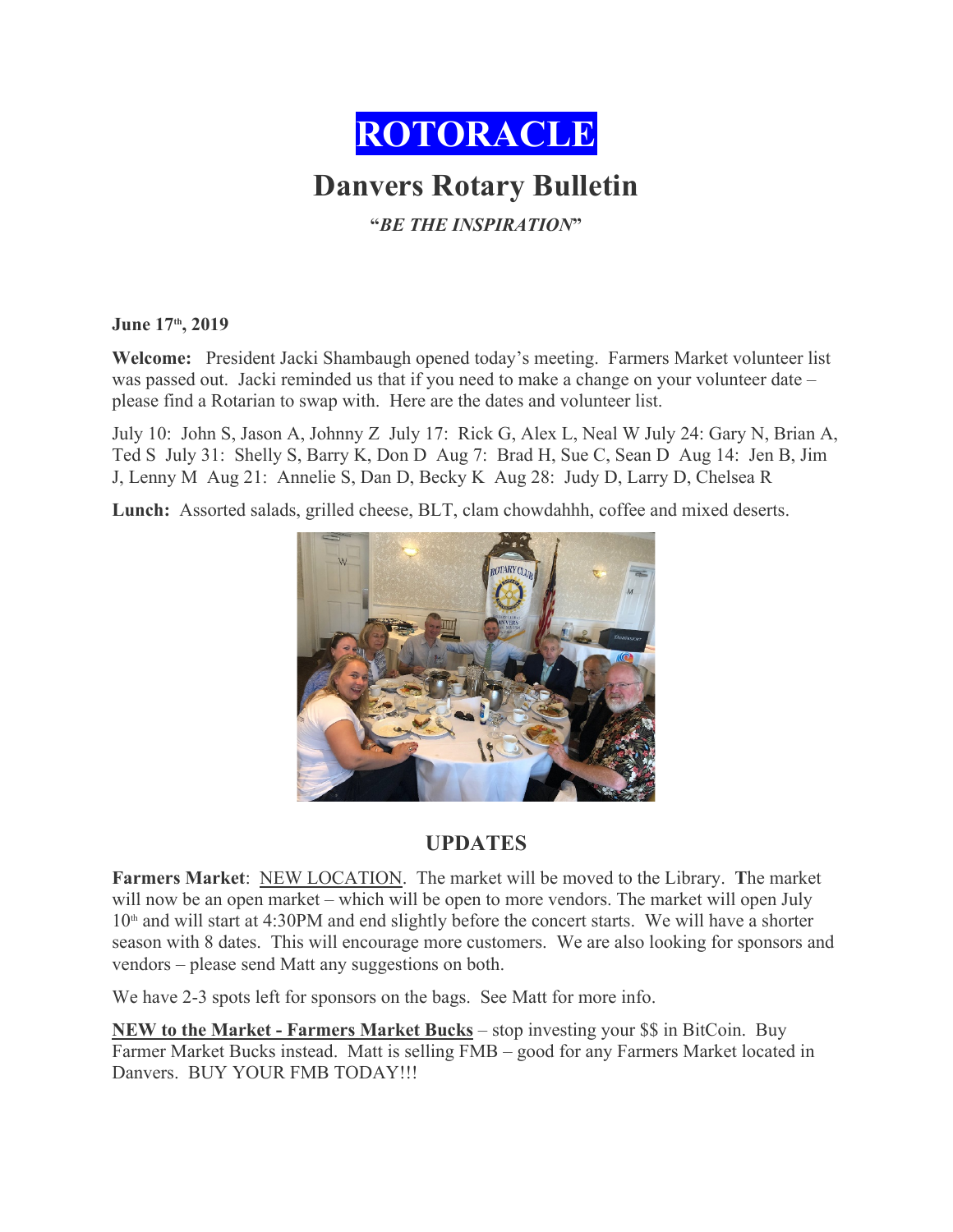# ROTORACLE

## Danvers Rotary Bulletin

***"BE THE INSPIRATION"***

**June 17th, 2019**

**Welcome:** President Jacki Shambaugh opened today's meeting. Farmers Market volunteer list was passed out. Jacki reminded us that if you need to make a change on your volunteer date – please find a Rotarian to swap with. Here are the dates and volunteer list.

July 10: John S, Jason A, Johnny Z July 17: Rick G, Alex L, Neal W July 24: Gary N, Brian A, Ted S July 31: Shelly S, Barry K, Don D Aug 7: Brad H, Sue C, Sean D Aug 14: Jen B, Jim J, Lenny M Aug 21: Annelie S, Dan D, Becky K Aug 28: Judy D, Larry D, Chelsea R

**Lunch:** Assorted salads, grilled cheese, BLT, clam chowdahhh, coffee and mixed deserts.

## UPDATES

**Farmers Market**: NEW LOCATION. The market will be moved to the Library. **T**he market will now be an open market – which will be open to more vendors. The market will open July 10th and will start at 4:30PM and end slightly before the concert starts. We will have a shorter season with 8 dates. This will encourage more customers. We are also looking for sponsors and vendors – please send Matt any suggestions on both.

We have 2-3 spots left for sponsors on the bags. See Matt for more info.

**NEW to the Market - Farmers Market Bucks** – stop investing your $$ in BitCoin. Buy Farmer Market Bucks instead. Matt is selling FMB – good for any Farmers Market located in Danvers. BUY YOUR FMB TODAY!!!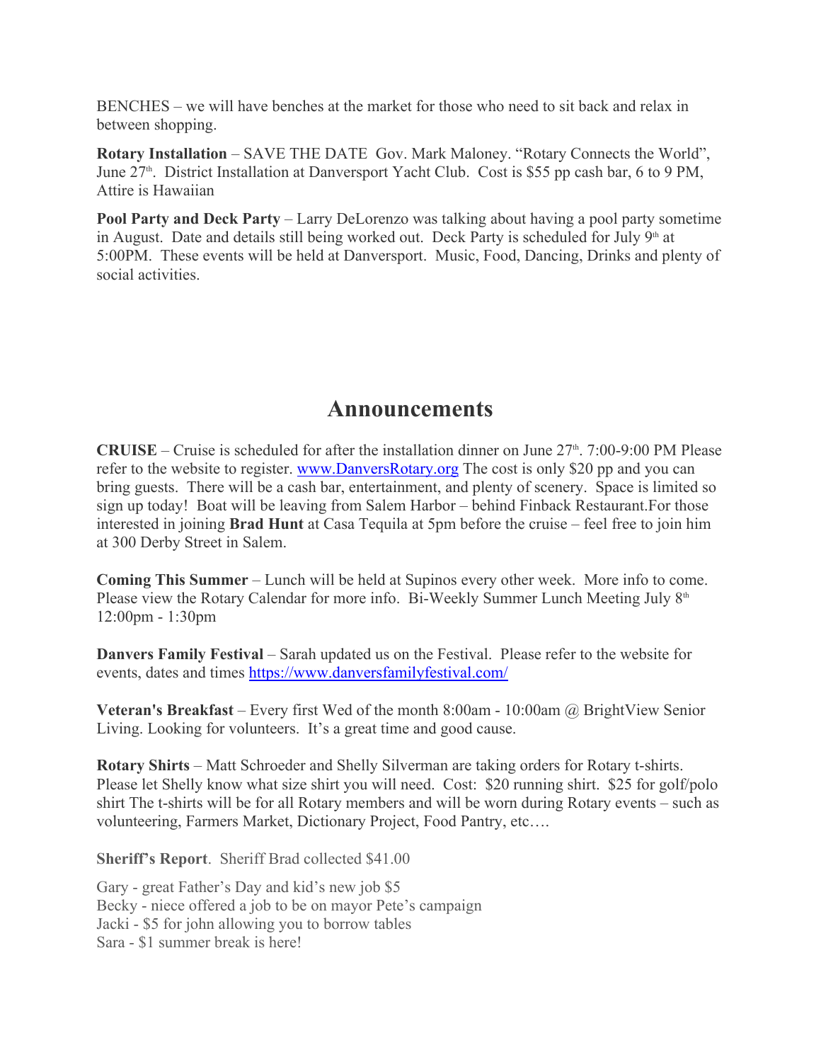BENCHES – we will have benches at the market for those who need to sit back and relax in between shopping.

**Rotary Installation** – SAVE THE DATE Gov. Mark Maloney. "Rotary Connects the World", June 27th. District Installation at Danversport Yacht Club. Cost is $55 pp cash bar, 6 to 9 PM, Attire is Hawaiian

**Pool Party and Deck Party** – Larry DeLorenzo was talking about having a pool party sometime in August. Date and details still being worked out. Deck Party is scheduled for July 9th at 5:00PM. These events will be held at Danversport. Music, Food, Dancing, Drinks and plenty of social activities.

# Announcements

**CRUISE** – Cruise is scheduled for after the installation dinner on June 27th. 7:00-9:00 PM Please refer to the website to register. www.DanversRotary.org The cost is only $20 pp and you can bring guests. There will be a cash bar, entertainment, and plenty of scenery. Space is limited so sign up today! Boat will be leaving from Salem Harbor – behind Finback Restaurant.For those interested in joining **Brad Hunt** at Casa Tequila at 5pm before the cruise – feel free to join him at 300 Derby Street in Salem.

**Coming This Summer** – Lunch will be held at Supinos every other week. More info to come. Please view the Rotary Calendar for more info. Bi-Weekly Summer Lunch Meeting July 8th 12:00pm - 1:30pm

**Danvers Family Festival** – Sarah updated us on the Festival. Please refer to the website for events, dates and times https://www.danversfamilyfestival.com/

**Veteran's Breakfast** – Every first Wed of the month 8:00am - 10:00am @ BrightView Senior Living. Looking for volunteers. It's a great time and good cause.

**Rotary Shirts** – Matt Schroeder and Shelly Silverman are taking orders for Rotary t-shirts. Please let Shelly know what size shirt you will need. Cost: $20 running shirt. $25 for golf/polo shirt The t-shirts will be for all Rotary members and will be worn during Rotary events – such as volunteering, Farmers Market, Dictionary Project, Food Pantry, etc….

**Sheriff's Report**. Sheriff Brad collected $41.00

Gary - great Father's Day and kid's new job $5
Becky - niece offered a job to be on mayor Pete's campaign
Jacki - $5 for john allowing you to borrow tables
Sara - $1 summer break is here!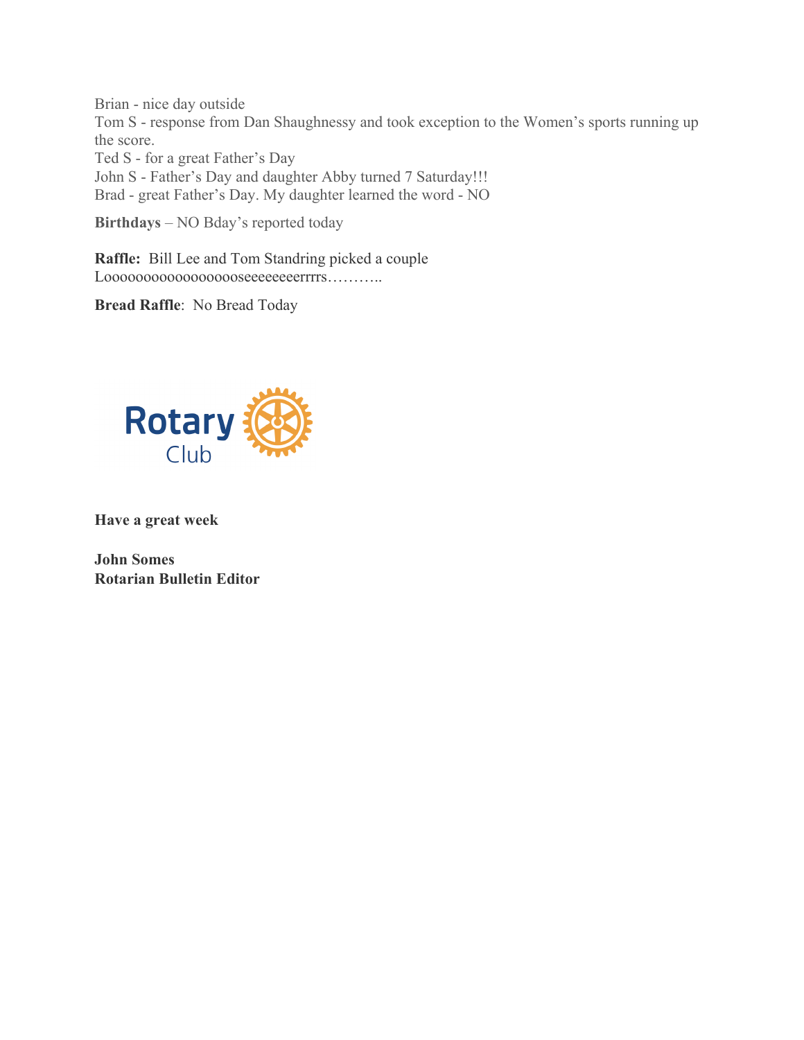Brian - nice day outside
Tom S - response from Dan Shaughnessy and took exception to the Women's sports running up the score.
Ted S - for a great Father's Day
John S - Father's Day and daughter Abby turned 7 Saturday!!!
Brad - great Father's Day. My daughter learned the word - NO

**Birthdays** – NO Bday's reported today

**Raffle:** Bill Lee and Tom Standring picked a couple Loooooooooooooooooseeeeeeeerrrrs………..

**Bread Raffle**: No Bread Today

Rotary Club

**Have a great week**

**John Somes**
**Rotarian Bulletin Editor**